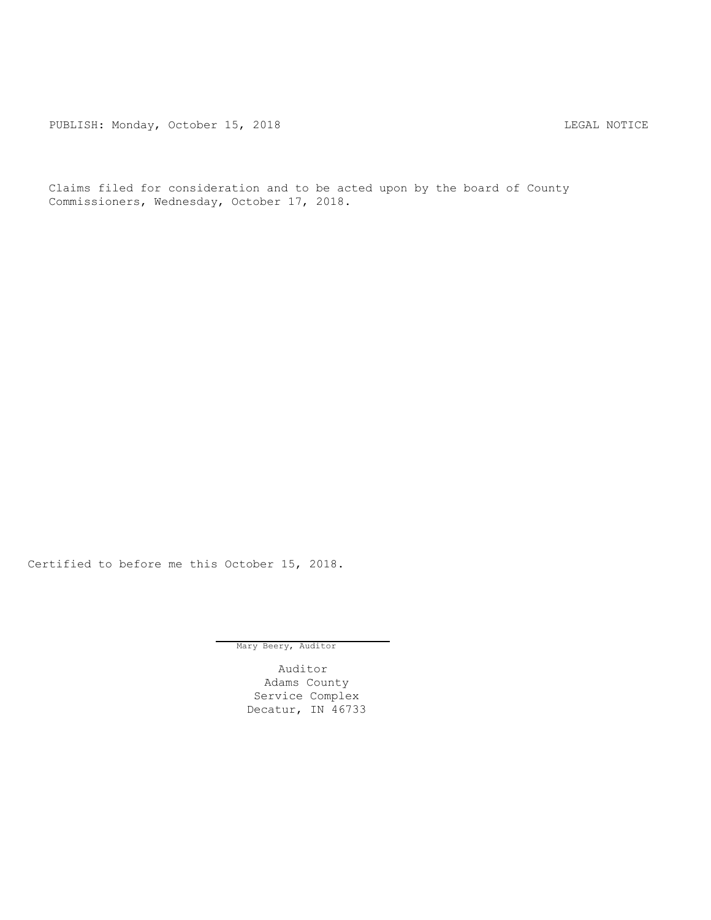PUBLISH: Monday, October 15, 2018 LEGAL NOTICE

Claims filed for consideration and to be acted upon by the board of County Commissioners, Wednesday, October 17, 2018.

Certified to before me this October 15, 2018.

Mary Beery, Auditor

Auditor
Adams County
Service Complex
Decatur, IN 46733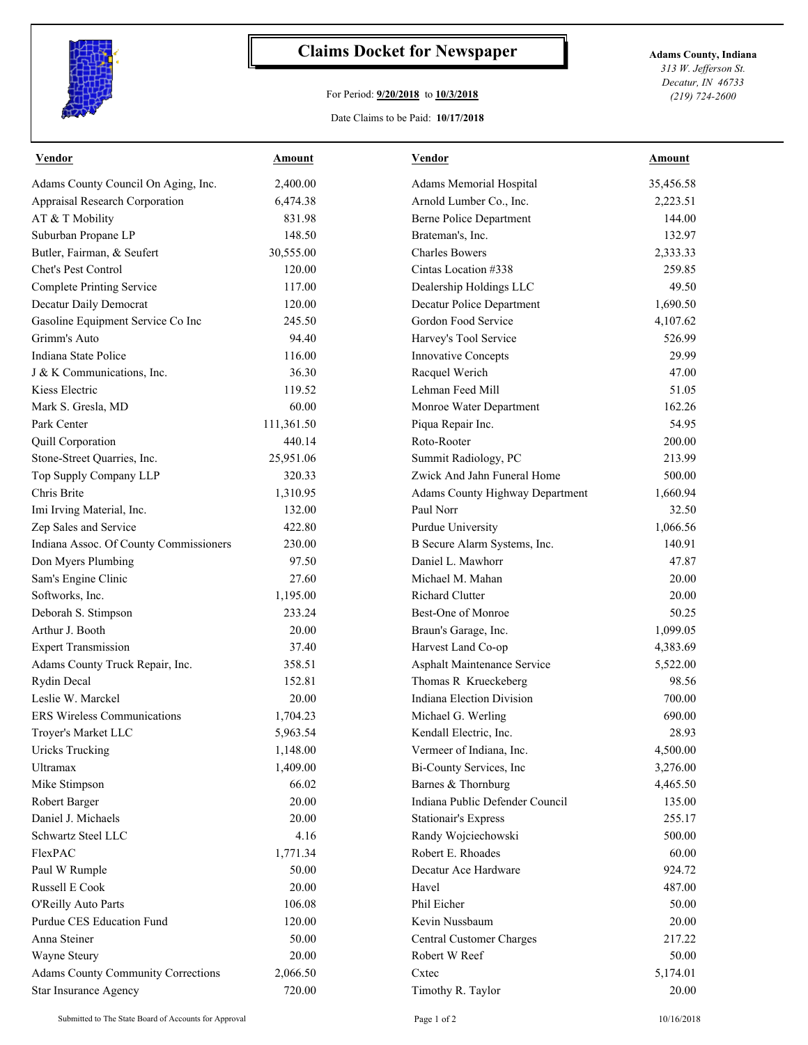# Claims Docket for Newspaper

For Period: **9/20/2018** to **10/3/2018**

Date Claims to be Paid: **10/17/2018**

**Adams County, Indiana**
*313 W. Jefferson St.*
*Decatur, IN 46733*
*(219) 724-2600*

| Vendor | Amount | Vendor | Amount |
|---|---|---|---|
| Adams County Council On Aging, Inc. | 2,400.00 | Adams Memorial Hospital | 35,456.58 |
| Appraisal Research Corporation | 6,474.38 | Arnold Lumber Co., Inc. | 2,223.51 |
| AT & T Mobility | 831.98 | Berne Police Department | 144.00 |
| Suburban Propane LP | 148.50 | Brateman's, Inc. | 132.97 |
| Butler, Fairman, & Seufert | 30,555.00 | Charles Bowers | 2,333.33 |
| Chet's Pest Control | 120.00 | Cintas Location #338 | 259.85 |
| Complete Printing Service | 117.00 | Dealership Holdings LLC | 49.50 |
| Decatur Daily Democrat | 120.00 | Decatur Police Department | 1,690.50 |
| Gasoline Equipment Service Co Inc | 245.50 | Gordon Food Service | 4,107.62 |
| Grimm's Auto | 94.40 | Harvey's Tool Service | 526.99 |
| Indiana State Police | 116.00 | Innovative Concepts | 29.99 |
| J & K Communications, Inc. | 36.30 | Racquel Werich | 47.00 |
| Kiess Electric | 119.52 | Lehman Feed Mill | 51.05 |
| Mark S. Gresla, MD | 60.00 | Monroe Water Department | 162.26 |
| Park Center | 111,361.50 | Piqua Repair Inc. | 54.95 |
| Quill Corporation | 440.14 | Roto-Rooter | 200.00 |
| Stone-Street Quarries, Inc. | 25,951.06 | Summit Radiology, PC | 213.99 |
| Top Supply Company LLP | 320.33 | Zwick And Jahn Funeral Home | 500.00 |
| Chris Brite | 1,310.95 | Adams County Highway Department | 1,660.94 |
| Imi Irving Material, Inc. | 132.00 | Paul Norr | 32.50 |
| Zep Sales and Service | 422.80 | Purdue University | 1,066.56 |
| Indiana Assoc. Of County Commissioners | 230.00 | B Secure Alarm Systems, Inc. | 140.91 |
| Don Myers Plumbing | 97.50 | Daniel L. Mawhorr | 47.87 |
| Sam's Engine Clinic | 27.60 | Michael M. Mahan | 20.00 |
| Softworks, Inc. | 1,195.00 | Richard Clutter | 20.00 |
| Deborah S. Stimpson | 233.24 | Best-One of Monroe | 50.25 |
| Arthur J. Booth | 20.00 | Braun's Garage, Inc. | 1,099.05 |
| Expert Transmission | 37.40 | Harvest Land Co-op | 4,383.69 |
| Adams County Truck Repair, Inc. | 358.51 | Asphalt Maintenance Service | 5,522.00 |
| Rydin Decal | 152.81 | Thomas R Krueckeberg | 98.56 |
| Leslie W. Marckel | 20.00 | Indiana Election Division | 700.00 |
| ERS Wireless Communications | 1,704.23 | Michael G. Werling | 690.00 |
| Troyer's Market LLC | 5,963.54 | Kendall Electric, Inc. | 28.93 |
| Uricks Trucking | 1,148.00 | Vermeer of Indiana, Inc. | 4,500.00 |
| Ultramax | 1,409.00 | Bi-County Services, Inc | 3,276.00 |
| Mike Stimpson | 66.02 | Barnes & Thornburg | 4,465.50 |
| Robert Barger | 20.00 | Indiana Public Defender Council | 135.00 |
| Daniel J. Michaels | 20.00 | Stationair's Express | 255.17 |
| Schwartz Steel LLC | 4.16 | Randy Wojciechowski | 500.00 |
| FlexPAC | 1,771.34 | Robert E. Rhoades | 60.00 |
| Paul W Rumple | 50.00 | Decatur Ace Hardware | 924.72 |
| Russell E Cook | 20.00 | Havel | 487.00 |
| O'Reilly Auto Parts | 106.08 | Phil Eicher | 50.00 |
| Purdue CES Education Fund | 120.00 | Kevin Nussbaum | 20.00 |
| Anna Steiner | 50.00 | Central Customer Charges | 217.22 |
| Wayne Steury | 20.00 | Robert W Reef | 50.00 |
| Adams County Community Corrections | 2,066.50 | Cxtec | 5,174.01 |
| Star Insurance Agency | 720.00 | Timothy R. Taylor | 20.00 |

Submitted to The State Board of Accounts for Approval — 10/16/2018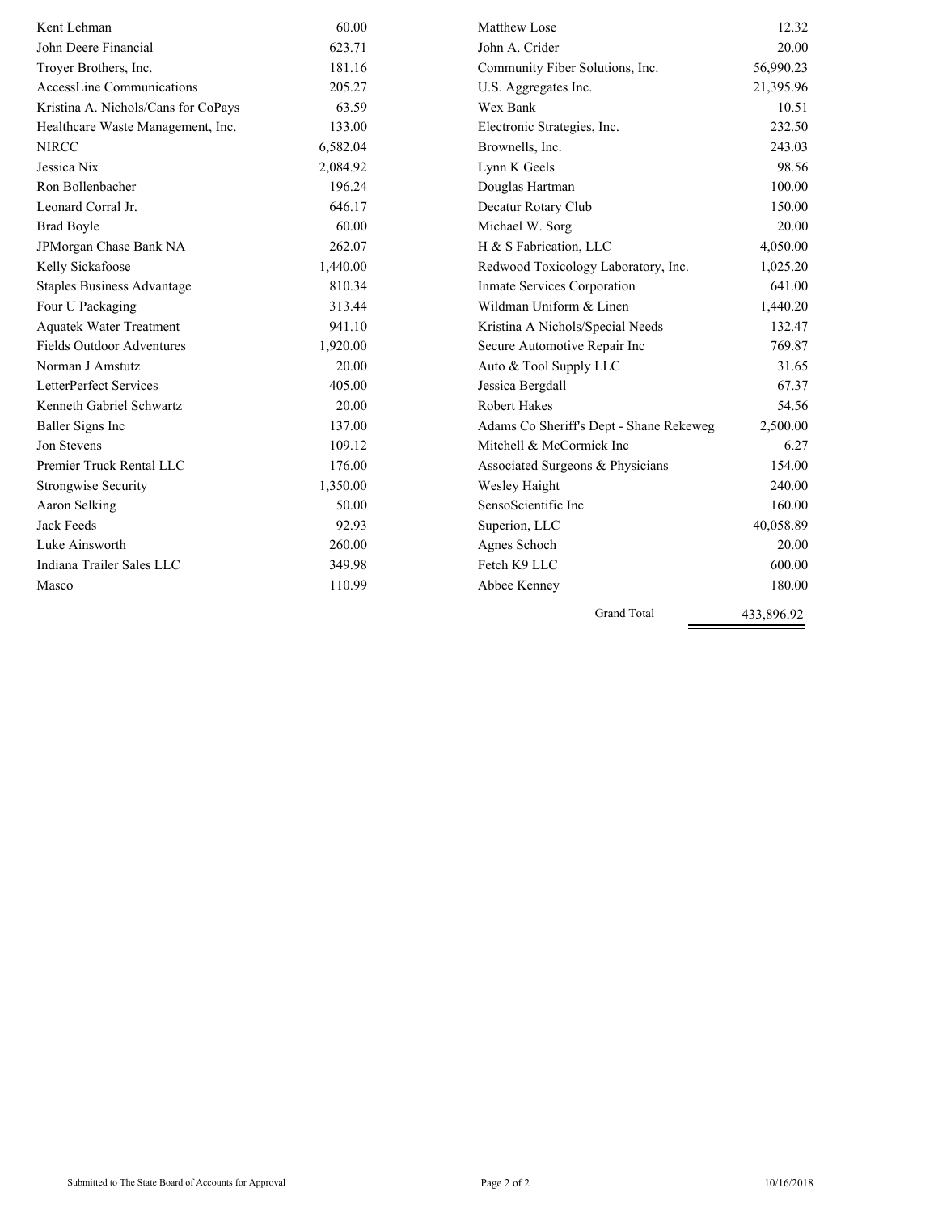| | |
|---|---|
| Kent Lehman | 60.00 |
| John Deere Financial | 623.71 |
| Troyer Brothers, Inc. | 181.16 |
| AccessLine Communications | 205.27 |
| Kristina A. Nichols/Cans for CoPays | 63.59 |
| Healthcare Waste Management, Inc. | 133.00 |
| NIRCC | 6,582.04 |
| Jessica Nix | 2,084.92 |
| Ron Bollenbacher | 196.24 |
| Leonard Corral Jr. | 646.17 |
| Brad Boyle | 60.00 |
| JPMorgan Chase Bank NA | 262.07 |
| Kelly Sickafoose | 1,440.00 |
| Staples Business Advantage | 810.34 |
| Four U Packaging | 313.44 |
| Aquatek Water Treatment | 941.10 |
| Fields Outdoor Adventures | 1,920.00 |
| Norman J Amstutz | 20.00 |
| LetterPerfect Services | 405.00 |
| Kenneth Gabriel Schwartz | 20.00 |
| Baller Signs Inc | 137.00 |
| Jon Stevens | 109.12 |
| Premier Truck Rental LLC | 176.00 |
| Strongwise Security | 1,350.00 |
| Aaron Selking | 50.00 |
| Jack Feeds | 92.93 |
| Luke Ainsworth | 260.00 |
| Indiana Trailer Sales LLC | 349.98 |
| Masco | 110.99 |
| Matthew Lose | 12.32 |
| John A. Crider | 20.00 |
| Community Fiber Solutions, Inc. | 56,990.23 |
| U.S. Aggregates Inc. | 21,395.96 |
| Wex Bank | 10.51 |
| Electronic Strategies, Inc. | 232.50 |
| Brownells, Inc. | 243.03 |
| Lynn K Geels | 98.56 |
| Douglas Hartman | 100.00 |
| Decatur Rotary Club | 150.00 |
| Michael W. Sorg | 20.00 |
| H & S Fabrication, LLC | 4,050.00 |
| Redwood Toxicology Laboratory, Inc. | 1,025.20 |
| Inmate Services Corporation | 641.00 |
| Wildman Uniform & Linen | 1,440.20 |
| Kristina A Nichols/Special Needs | 132.47 |
| Secure Automotive Repair Inc | 769.87 |
| Auto & Tool Supply LLC | 31.65 |
| Jessica Bergdall | 67.37 |
| Robert Hakes | 54.56 |
| Adams Co Sheriff's Dept - Shane Rekeweg | 2,500.00 |
| Mitchell & McCormick Inc | 6.27 |
| Associated Surgeons & Physicians | 154.00 |
| Wesley Haight | 240.00 |
| SensoScientific Inc | 160.00 |
| Superion, LLC | 40,058.89 |
| Agnes Schoch | 20.00 |
| Fetch K9 LLC | 600.00 |
| Abbee Kenney | 180.00 |
| Grand Total | 433,896.92 |

Submitted to The State Board of Accounts for Approval

10/16/2018